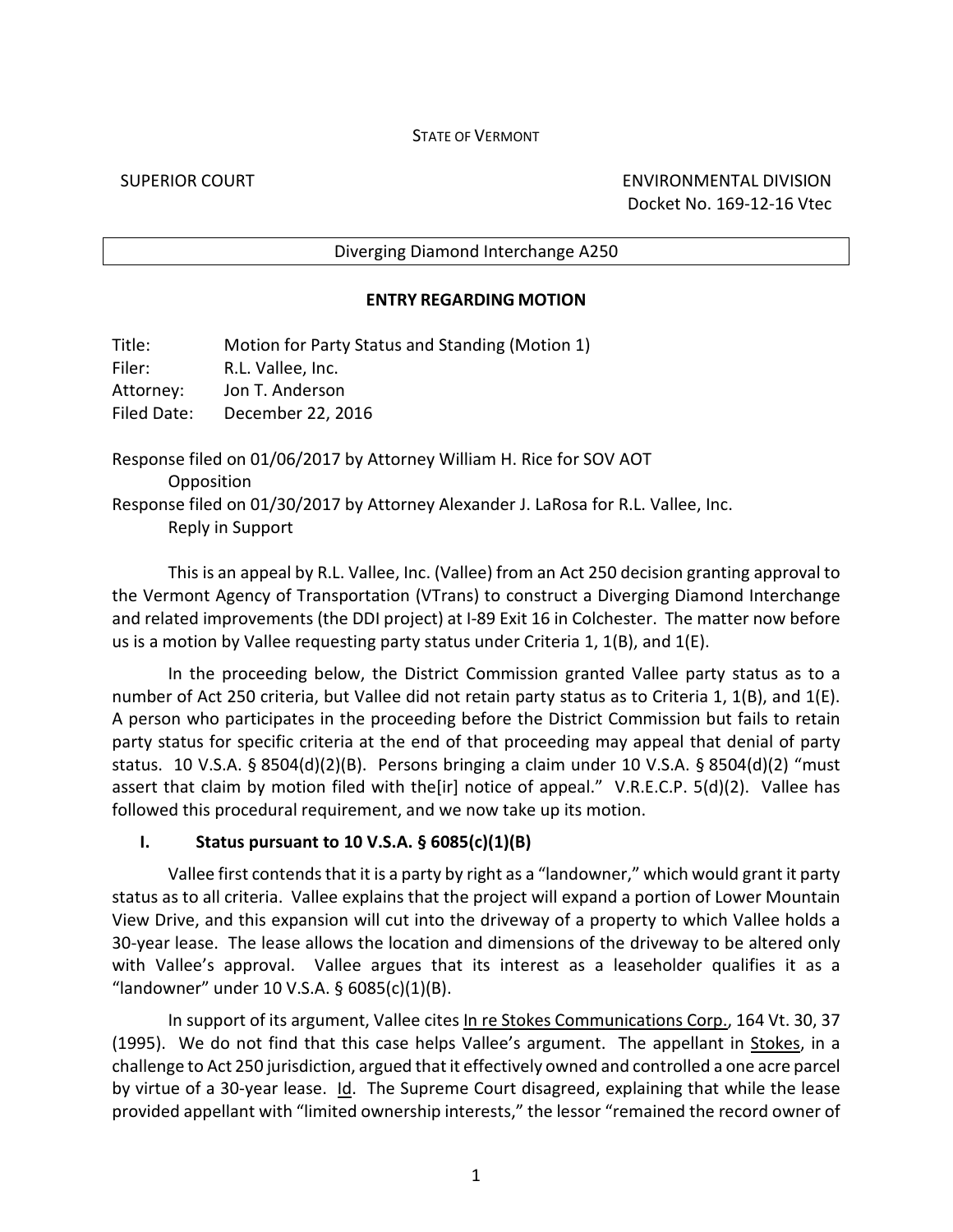STATE OF VERMONT

SUPERIOR COURT — ENVIRONMENTAL DIVISION

Docket No. 169-12-16 Vtec

Diverging Diamond Interchange A250

**ENTRY REGARDING MOTION**

Title: Motion for Party Status and Standing (Motion 1)
Filer: R.L. Vallee, Inc.
Attorney: Jon T. Anderson
Filed Date: December 22, 2016

Response filed on 01/06/2017 by Attorney William H. Rice for SOV AOT
Opposition
Response filed on 01/30/2017 by Attorney Alexander J. LaRosa for R.L. Vallee, Inc.
Reply in Support

This is an appeal by R.L. Vallee, Inc. (Vallee) from an Act 250 decision granting approval to the Vermont Agency of Transportation (VTrans) to construct a Diverging Diamond Interchange and related improvements (the DDI project) at I-89 Exit 16 in Colchester. The matter now before us is a motion by Vallee requesting party status under Criteria 1, 1(B), and 1(E).

In the proceeding below, the District Commission granted Vallee party status as to a number of Act 250 criteria, but Vallee did not retain party status as to Criteria 1, 1(B), and 1(E). A person who participates in the proceeding before the District Commission but fails to retain party status for specific criteria at the end of that proceeding may appeal that denial of party status. 10 V.S.A. § 8504(d)(2)(B). Persons bringing a claim under 10 V.S.A. § 8504(d)(2) "must assert that claim by motion filed with the[ir] notice of appeal." V.R.E.C.P. 5(d)(2). Vallee has followed this procedural requirement, and we now take up its motion.

## I. Status pursuant to 10 V.S.A. § 6085(c)(1)(B)

Vallee first contends that it is a party by right as a "landowner," which would grant it party status as to all criteria. Vallee explains that the project will expand a portion of Lower Mountain View Drive, and this expansion will cut into the driveway of a property to which Vallee holds a 30-year lease. The lease allows the location and dimensions of the driveway to be altered only with Vallee's approval. Vallee argues that its interest as a leaseholder qualifies it as a "landowner" under 10 V.S.A. § 6085(c)(1)(B).

In support of its argument, Vallee cites In re Stokes Communications Corp., 164 Vt. 30, 37 (1995). We do not find that this case helps Vallee's argument. The appellant in Stokes, in a challenge to Act 250 jurisdiction, argued that it effectively owned and controlled a one acre parcel by virtue of a 30-year lease. Id. The Supreme Court disagreed, explaining that while the lease provided appellant with "limited ownership interests," the lessor "remained the record owner of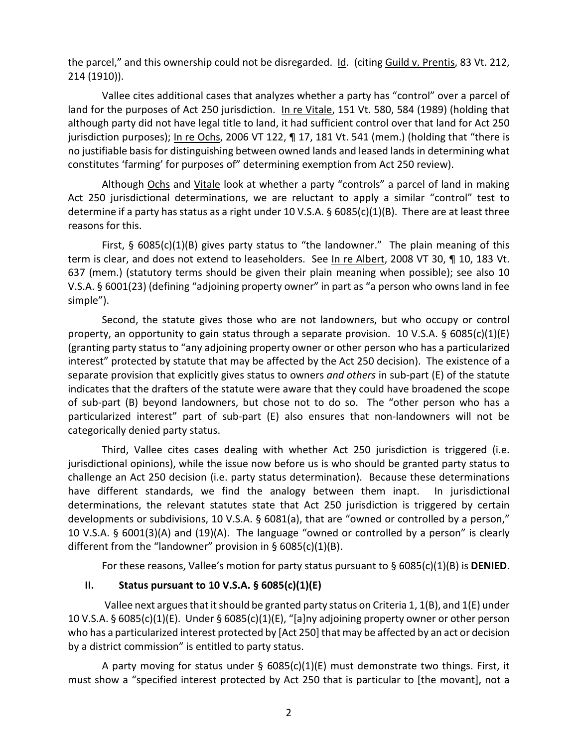the parcel," and this ownership could not be disregarded. Id. (citing Guild v. Prentis, 83 Vt. 212, 214 (1910)).

Vallee cites additional cases that analyzes whether a party has "control" over a parcel of land for the purposes of Act 250 jurisdiction. In re Vitale, 151 Vt. 580, 584 (1989) (holding that although party did not have legal title to land, it had sufficient control over that land for Act 250 jurisdiction purposes); In re Ochs, 2006 VT 122, ¶ 17, 181 Vt. 541 (mem.) (holding that "there is no justifiable basis for distinguishing between owned lands and leased lands in determining what constitutes 'farming' for purposes of" determining exemption from Act 250 review).

Although Ochs and Vitale look at whether a party "controls" a parcel of land in making Act 250 jurisdictional determinations, we are reluctant to apply a similar "control" test to determine if a party has status as a right under 10 V.S.A. § 6085(c)(1)(B). There are at least three reasons for this.

First, § 6085(c)(1)(B) gives party status to "the landowner." The plain meaning of this term is clear, and does not extend to leaseholders. See In re Albert, 2008 VT 30, ¶ 10, 183 Vt. 637 (mem.) (statutory terms should be given their plain meaning when possible); see also 10 V.S.A. § 6001(23) (defining "adjoining property owner" in part as "a person who owns land in fee simple").

Second, the statute gives those who are not landowners, but who occupy or control property, an opportunity to gain status through a separate provision. 10 V.S.A. § 6085(c)(1)(E) (granting party status to "any adjoining property owner or other person who has a particularized interest" protected by statute that may be affected by the Act 250 decision). The existence of a separate provision that explicitly gives status to owners *and others* in sub-part (E) of the statute indicates that the drafters of the statute were aware that they could have broadened the scope of sub-part (B) beyond landowners, but chose not to do so. The "other person who has a particularized interest" part of sub-part (E) also ensures that non-landowners will not be categorically denied party status.

Third, Vallee cites cases dealing with whether Act 250 jurisdiction is triggered (i.e. jurisdictional opinions), while the issue now before us is who should be granted party status to challenge an Act 250 decision (i.e. party status determination). Because these determinations have different standards, we find the analogy between them inapt. In jurisdictional determinations, the relevant statutes state that Act 250 jurisdiction is triggered by certain developments or subdivisions, 10 V.S.A. § 6081(a), that are "owned or controlled by a person," 10 V.S.A. § 6001(3)(A) and (19)(A). The language "owned or controlled by a person" is clearly different from the "landowner" provision in § 6085(c)(1)(B).

For these reasons, Vallee's motion for party status pursuant to § 6085(c)(1)(B) is **DENIED**.

## II. Status pursuant to 10 V.S.A. § 6085(c)(1)(E)

Vallee next argues that it should be granted party status on Criteria 1, 1(B), and 1(E) under 10 V.S.A. § 6085(c)(1)(E). Under § 6085(c)(1)(E), "[a]ny adjoining property owner or other person who has a particularized interest protected by [Act 250] that may be affected by an act or decision by a district commission" is entitled to party status.

A party moving for status under § 6085(c)(1)(E) must demonstrate two things. First, it must show a "specified interest protected by Act 250 that is particular to [the movant], not a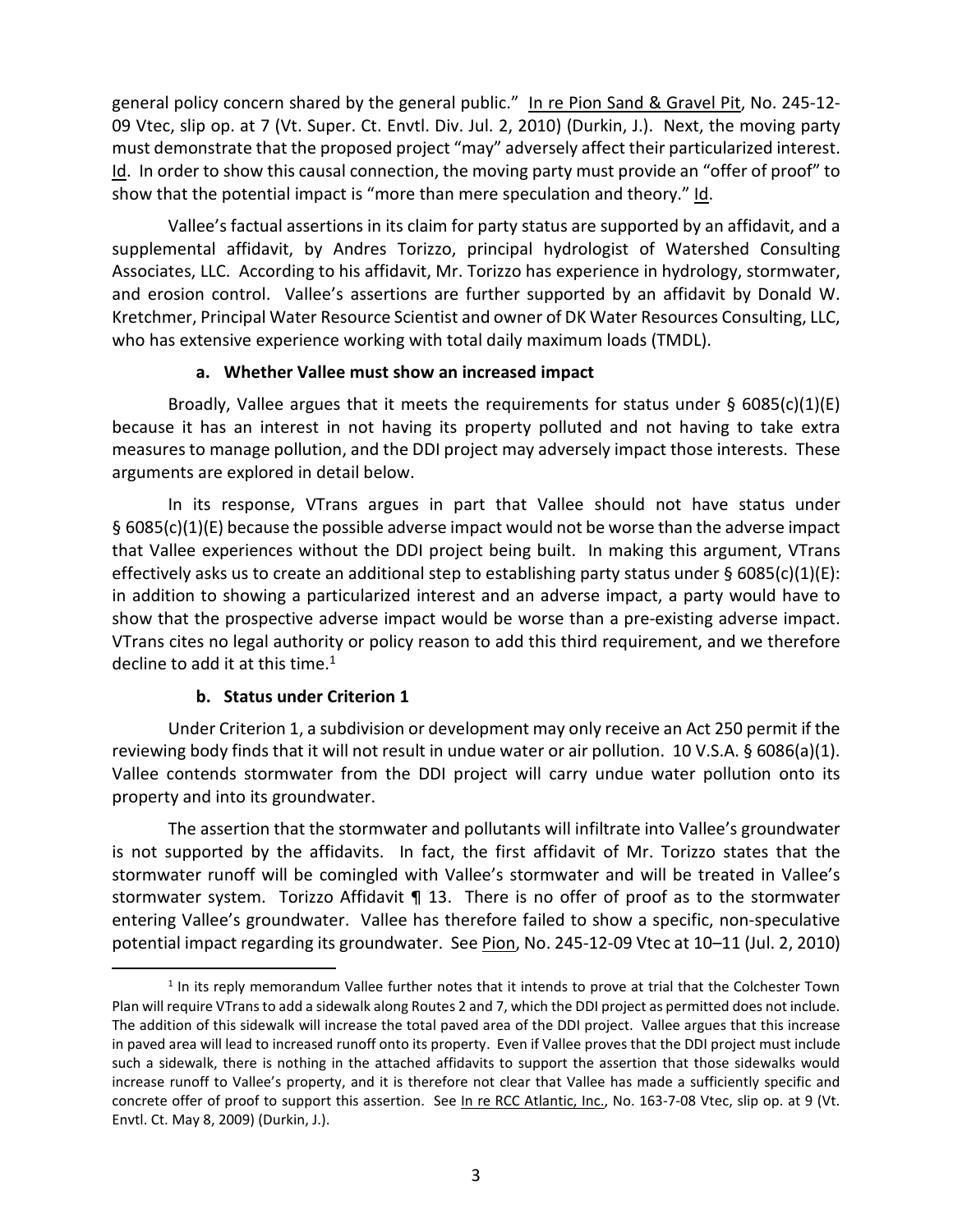general policy concern shared by the general public." In re Pion Sand & Gravel Pit, No. 245-12-09 Vtec, slip op. at 7 (Vt. Super. Ct. Envtl. Div. Jul. 2, 2010) (Durkin, J.). Next, the moving party must demonstrate that the proposed project "may" adversely affect their particularized interest. Id. In order to show this causal connection, the moving party must provide an "offer of proof" to show that the potential impact is "more than mere speculation and theory." Id.

Vallee's factual assertions in its claim for party status are supported by an affidavit, and a supplemental affidavit, by Andres Torizzo, principal hydrologist of Watershed Consulting Associates, LLC. According to his affidavit, Mr. Torizzo has experience in hydrology, stormwater, and erosion control. Vallee's assertions are further supported by an affidavit by Donald W. Kretchmer, Principal Water Resource Scientist and owner of DK Water Resources Consulting, LLC, who has extensive experience working with total daily maximum loads (TMDL).

#### a. Whether Vallee must show an increased impact

Broadly, Vallee argues that it meets the requirements for status under § 6085(c)(1)(E) because it has an interest in not having its property polluted and not having to take extra measures to manage pollution, and the DDI project may adversely impact those interests. These arguments are explored in detail below.

In its response, VTrans argues in part that Vallee should not have status under § 6085(c)(1)(E) because the possible adverse impact would not be worse than the adverse impact that Vallee experiences without the DDI project being built. In making this argument, VTrans effectively asks us to create an additional step to establishing party status under § 6085(c)(1)(E): in addition to showing a particularized interest and an adverse impact, a party would have to show that the prospective adverse impact would be worse than a pre-existing adverse impact. VTrans cites no legal authority or policy reason to add this third requirement, and we therefore decline to add it at this time.[1]

#### b. Status under Criterion 1

Under Criterion 1, a subdivision or development may only receive an Act 250 permit if the reviewing body finds that it will not result in undue water or air pollution. 10 V.S.A. § 6086(a)(1). Vallee contends stormwater from the DDI project will carry undue water pollution onto its property and into its groundwater.

The assertion that the stormwater and pollutants will infiltrate into Vallee's groundwater is not supported by the affidavits. In fact, the first affidavit of Mr. Torizzo states that the stormwater runoff will be comingled with Vallee's stormwater and will be treated in Vallee's stormwater system. Torizzo Affidavit ¶ 13. There is no offer of proof as to the stormwater entering Vallee's groundwater. Vallee has therefore failed to show a specific, non-speculative potential impact regarding its groundwater. See Pion, No. 245-12-09 Vtec at 10–11 (Jul. 2, 2010)

---

[1] In its reply memorandum Vallee further notes that it intends to prove at trial that the Colchester Town Plan will require VTrans to add a sidewalk along Routes 2 and 7, which the DDI project as permitted does not include. The addition of this sidewalk will increase the total paved area of the DDI project. Vallee argues that this increase in paved area will lead to increased runoff onto its property. Even if Vallee proves that the DDI project must include such a sidewalk, there is nothing in the attached affidavits to support the assertion that those sidewalks would increase runoff to Vallee's property, and it is therefore not clear that Vallee has made a sufficiently specific and concrete offer of proof to support this assertion. See In re RCC Atlantic, Inc., No. 163-7-08 Vtec, slip op. at 9 (Vt. Envtl. Ct. May 8, 2009) (Durkin, J.).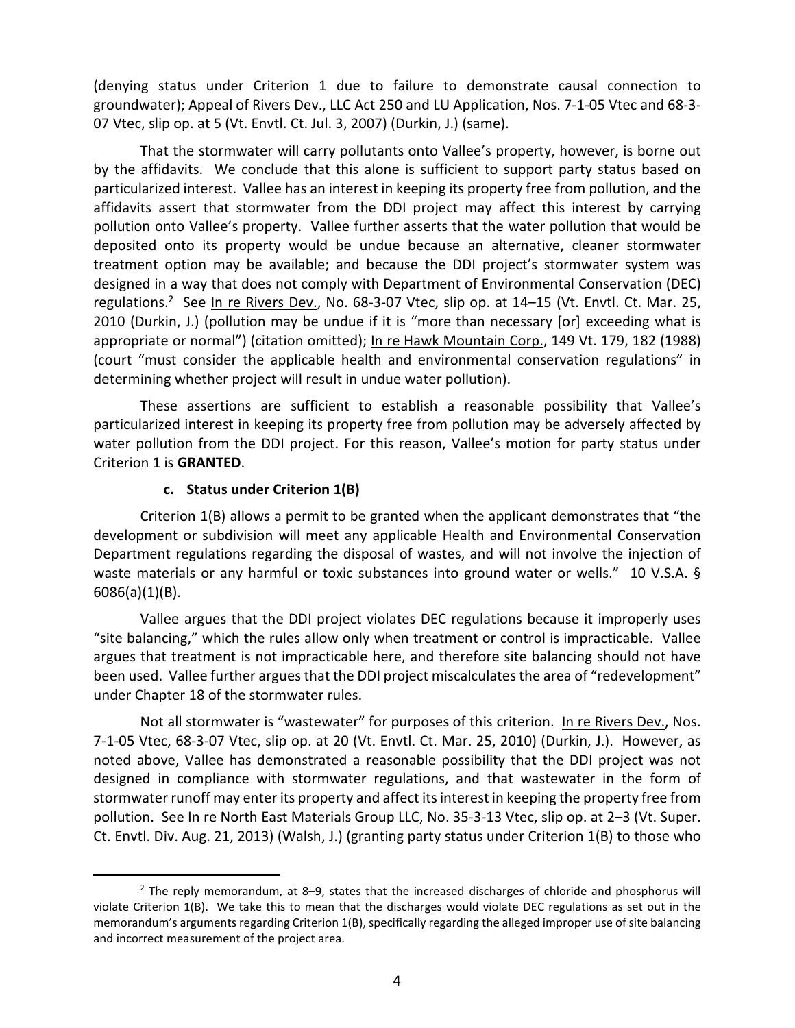(denying status under Criterion 1 due to failure to demonstrate causal connection to groundwater); Appeal of Rivers Dev., LLC Act 250 and LU Application, Nos. 7-1-05 Vtec and 68-3-07 Vtec, slip op. at 5 (Vt. Envtl. Ct. Jul. 3, 2007) (Durkin, J.) (same).

That the stormwater will carry pollutants onto Vallee's property, however, is borne out by the affidavits. We conclude that this alone is sufficient to support party status based on particularized interest. Vallee has an interest in keeping its property free from pollution, and the affidavits assert that stormwater from the DDI project may affect this interest by carrying pollution onto Vallee's property. Vallee further asserts that the water pollution that would be deposited onto its property would be undue because an alternative, cleaner stormwater treatment option may be available; and because the DDI project's stormwater system was designed in a way that does not comply with Department of Environmental Conservation (DEC) regulations.[2] See In re Rivers Dev., No. 68-3-07 Vtec, slip op. at 14–15 (Vt. Envtl. Ct. Mar. 25, 2010 (Durkin, J.) (pollution may be undue if it is "more than necessary [or] exceeding what is appropriate or normal") (citation omitted); In re Hawk Mountain Corp., 149 Vt. 179, 182 (1988) (court "must consider the applicable health and environmental conservation regulations" in determining whether project will result in undue water pollution).

These assertions are sufficient to establish a reasonable possibility that Vallee's particularized interest in keeping its property free from pollution may be adversely affected by water pollution from the DDI project. For this reason, Vallee's motion for party status under Criterion 1 is **GRANTED**.

#### c. Status under Criterion 1(B)

Criterion 1(B) allows a permit to be granted when the applicant demonstrates that "the development or subdivision will meet any applicable Health and Environmental Conservation Department regulations regarding the disposal of wastes, and will not involve the injection of waste materials or any harmful or toxic substances into ground water or wells." 10 V.S.A. § 6086(a)(1)(B).

Vallee argues that the DDI project violates DEC regulations because it improperly uses "site balancing," which the rules allow only when treatment or control is impracticable. Vallee argues that treatment is not impracticable here, and therefore site balancing should not have been used. Vallee further argues that the DDI project miscalculates the area of "redevelopment" under Chapter 18 of the stormwater rules.

Not all stormwater is "wastewater" for purposes of this criterion. In re Rivers Dev., Nos. 7-1-05 Vtec, 68-3-07 Vtec, slip op. at 20 (Vt. Envtl. Ct. Mar. 25, 2010) (Durkin, J.). However, as noted above, Vallee has demonstrated a reasonable possibility that the DDI project was not designed in compliance with stormwater regulations, and that wastewater in the form of stormwater runoff may enter its property and affect its interest in keeping the property free from pollution. See In re North East Materials Group LLC, No. 35-3-13 Vtec, slip op. at 2–3 (Vt. Super. Ct. Envtl. Div. Aug. 21, 2013) (Walsh, J.) (granting party status under Criterion 1(B) to those who

[2] The reply memorandum, at 8–9, states that the increased discharges of chloride and phosphorus will violate Criterion 1(B). We take this to mean that the discharges would violate DEC regulations as set out in the memorandum's arguments regarding Criterion 1(B), specifically regarding the alleged improper use of site balancing and incorrect measurement of the project area.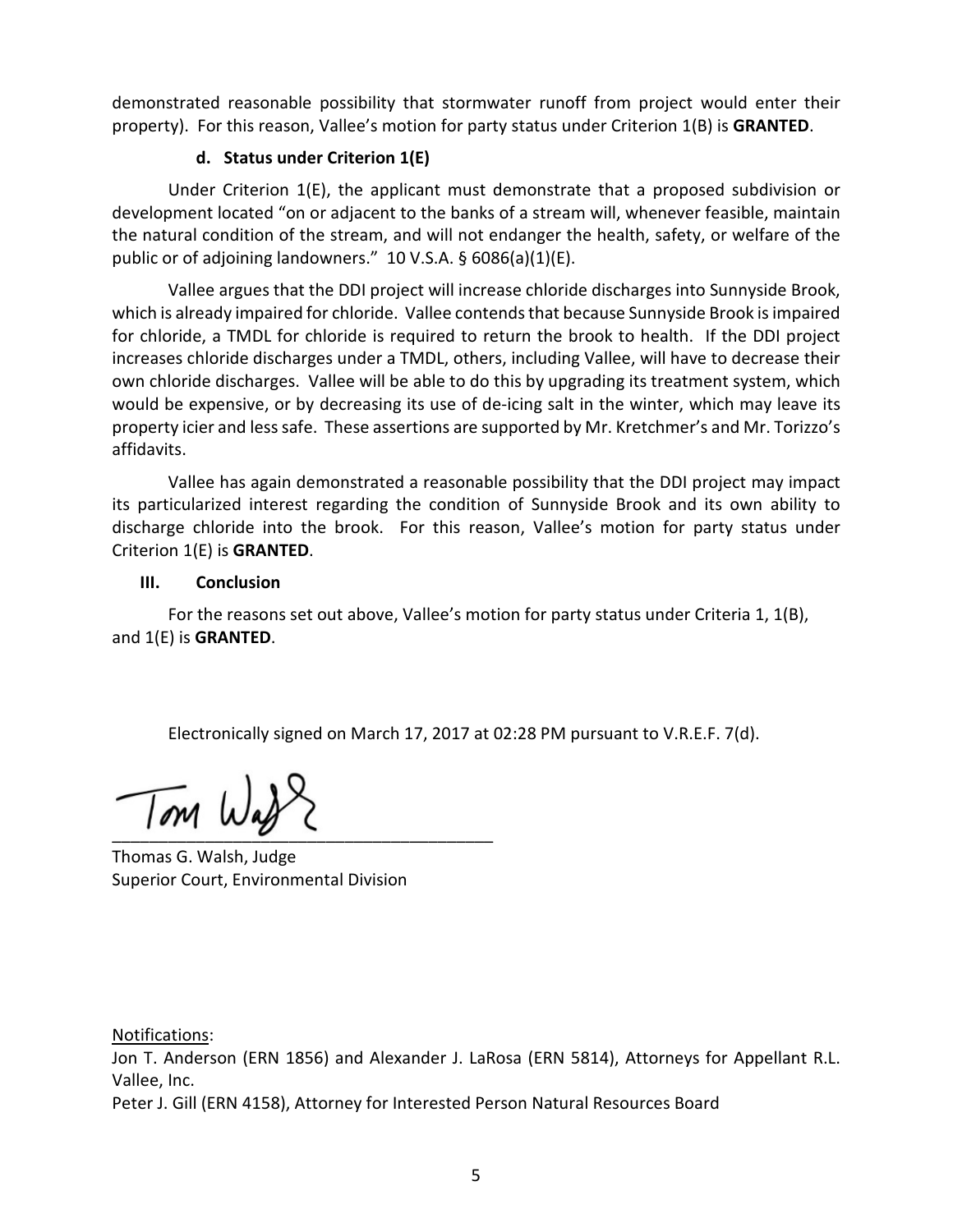demonstrated reasonable possibility that stormwater runoff from project would enter their property). For this reason, Vallee's motion for party status under Criterion 1(B) is **GRANTED**.

#### d. Status under Criterion 1(E)

Under Criterion 1(E), the applicant must demonstrate that a proposed subdivision or development located "on or adjacent to the banks of a stream will, whenever feasible, maintain the natural condition of the stream, and will not endanger the health, safety, or welfare of the public or of adjoining landowners." 10 V.S.A. § 6086(a)(1)(E).

Vallee argues that the DDI project will increase chloride discharges into Sunnyside Brook, which is already impaired for chloride. Vallee contends that because Sunnyside Brook is impaired for chloride, a TMDL for chloride is required to return the brook to health. If the DDI project increases chloride discharges under a TMDL, others, including Vallee, will have to decrease their own chloride discharges. Vallee will be able to do this by upgrading its treatment system, which would be expensive, or by decreasing its use of de-icing salt in the winter, which may leave its property icier and less safe. These assertions are supported by Mr. Kretchmer's and Mr. Torizzo's affidavits.

Vallee has again demonstrated a reasonable possibility that the DDI project may impact its particularized interest regarding the condition of Sunnyside Brook and its own ability to discharge chloride into the brook. For this reason, Vallee's motion for party status under Criterion 1(E) is **GRANTED**.

## III. Conclusion

For the reasons set out above, Vallee's motion for party status under Criteria 1, 1(B), and 1(E) is **GRANTED**.

Electronically signed on March 17, 2017 at 02:28 PM pursuant to V.R.E.F. 7(d).

Thomas G. Walsh, Judge
Superior Court, Environmental Division

Notifications:
Jon T. Anderson (ERN 1856) and Alexander J. LaRosa (ERN 5814), Attorneys for Appellant R.L. Vallee, Inc.
Peter J. Gill (ERN 4158), Attorney for Interested Person Natural Resources Board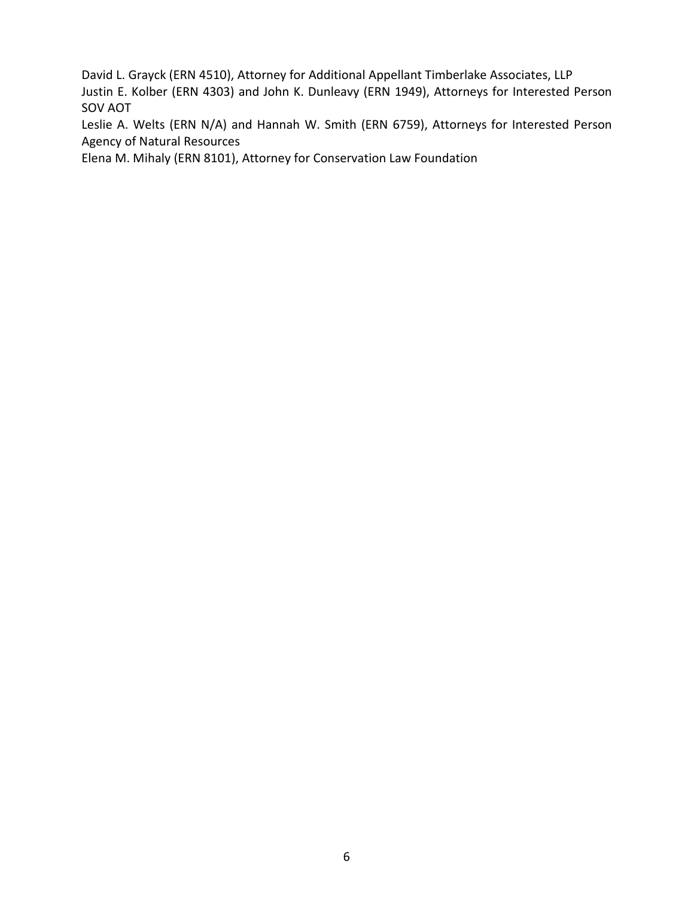David L. Grayck (ERN 4510), Attorney for Additional Appellant Timberlake Associates, LLP
Justin E. Kolber (ERN 4303) and John K. Dunleavy (ERN 1949), Attorneys for Interested Person SOV AOT
Leslie A. Welts (ERN N/A) and Hannah W. Smith (ERN 6759), Attorneys for Interested Person Agency of Natural Resources
Elena M. Mihaly (ERN 8101), Attorney for Conservation Law Foundation